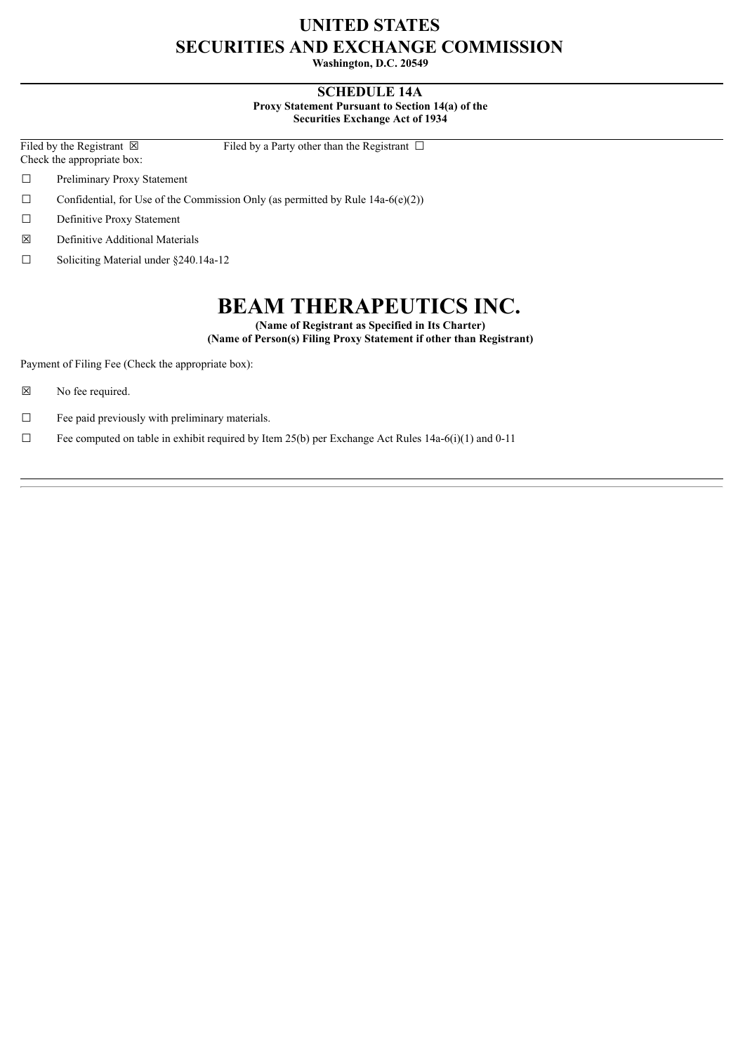# UNITED STATES
# SECURITIES AND EXCHANGE COMMISSION

**Washington, D.C. 20549**

## SCHEDULE 14A

**Proxy Statement Pursuant to Section 14(a) of the Securities Exchange Act of 1934**

Filed by the Registrant ☒ Filed by a Party other than the Registrant ☐

Check the appropriate box:

☐ Preliminary Proxy Statement

☐ Confidential, for Use of the Commission Only (as permitted by Rule 14a-6(e)(2))

☐ Definitive Proxy Statement

☒ Definitive Additional Materials

☐ Soliciting Material under §240.14a-12

# BEAM THERAPEUTICS INC.

**(Name of Registrant as Specified in Its Charter)**

**(Name of Person(s) Filing Proxy Statement if other than Registrant)**

Payment of Filing Fee (Check the appropriate box):

☒ No fee required.

☐ Fee paid previously with preliminary materials.

☐ Fee computed on table in exhibit required by Item 25(b) per Exchange Act Rules 14a-6(i)(1) and 0-11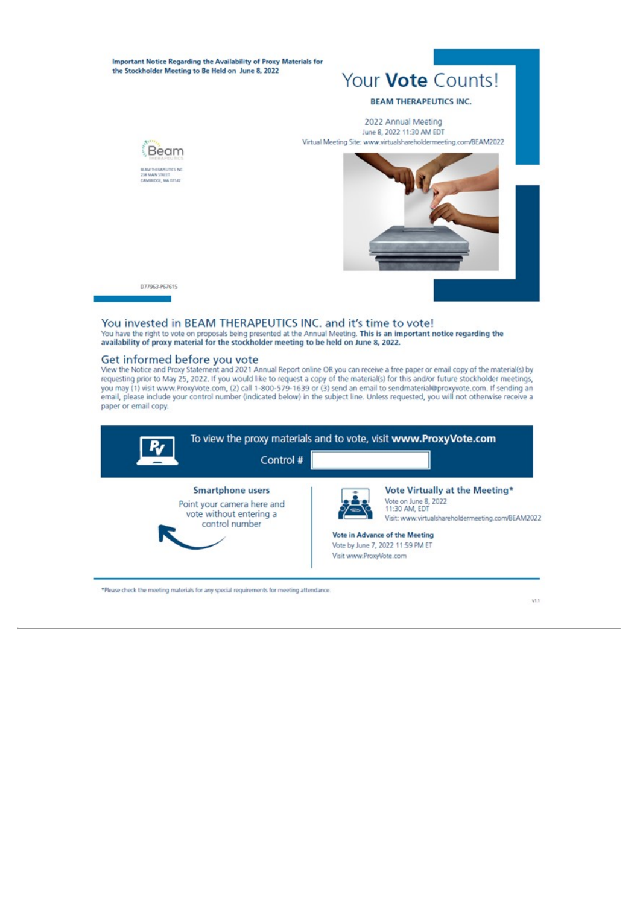**Important Notice Regarding the Availability of Proxy Materials for the Stockholder Meeting to Be Held on June 8, 2022**

# Your **Vote** Counts!

**BEAM THERAPEUTICS INC.**

2022 Annual Meeting
June 8, 2022 11:30 AM EDT
Virtual Meeting Site: www.virtualshareholdermeeting.com/BEAM2022

Beam
THERAPEUTICS

BEAM THERAPEUTICS INC.
238 MAIN STREET
CAMBRIDGE, MA 02142

D77963-P67615

## You invested in BEAM THERAPEUTICS INC. and it's time to vote!

You have the right to vote on proposals being presented at the Annual Meeting. **This is an important notice regarding the availability of proxy material for the stockholder meeting to be held on June 8, 2022.**

## Get informed before you vote

View the Notice and Proxy Statement and 2021 Annual Report online OR you can receive a free paper or email copy of the material(s) by requesting prior to May 25, 2022. If you would like to request a copy of the material(s) for this and/or future stockholder meetings, you may (1) visit www.ProxyVote.com, (2) call 1-800-579-1639 or (3) send an email to sendmaterial@proxyvote.com. If sending an email, please include your control number (indicated below) in the subject line. Unless requested, you will not otherwise receive a paper or email copy.

To view the proxy materials and to vote, visit **www.ProxyVote.com**

Control #

**Smartphone users**

Point your camera here and vote without entering a control number

**Vote Virtually at the Meeting***

Vote on June 8, 2022
11:30 AM, EDT
Visit: www.virtualshareholdermeeting.com/BEAM2022

**Vote in Advance of the Meeting**

Vote by June 7, 2022 11:59 PM ET
Visit www.ProxyVote.com

*Please check the meeting materials for any special requirements for meeting attendance.

V1.1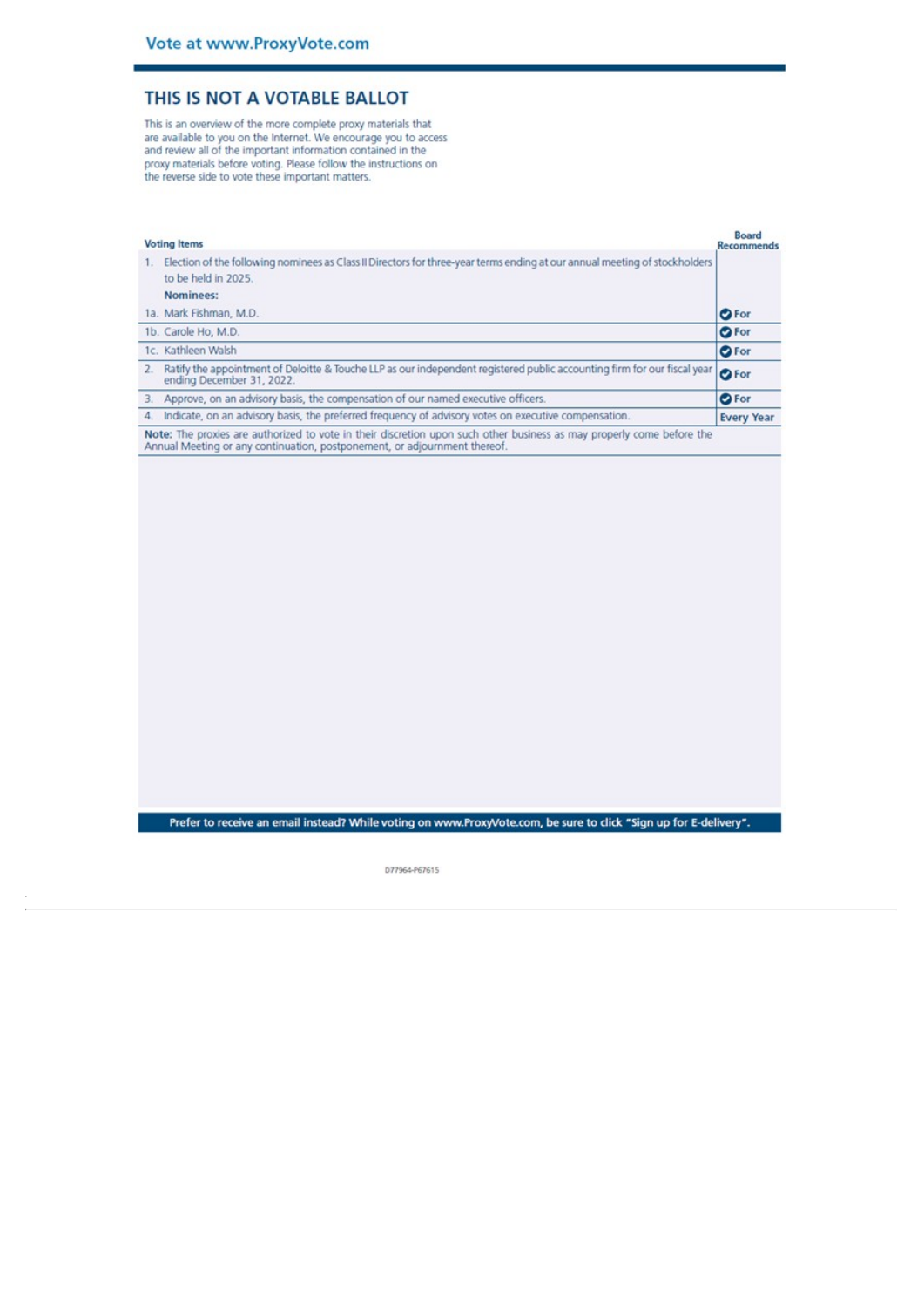Vote at www.ProxyVote.com

# THIS IS NOT A VOTABLE BALLOT

This is an overview of the more complete proxy materials that are available to you on the Internet. We encourage you to access and review all of the important information contained in the proxy materials before voting. Please follow the instructions on the reverse side to vote these important matters.

| Voting Items | Board Recommends |
|---|---|
| 1. Election of the following nominees as Class II Directors for three-year terms ending at our annual meeting of stockholders to be held in 2025. **Nominees:** | |
| 1a. Mark Fishman, M.D. | For |
| 1b. Carole Ho, M.D. | For |
| 1c. Kathleen Walsh | For |
| 2. Ratify the appointment of Deloitte & Touche LLP as our independent registered public accounting firm for our fiscal year ending December 31, 2022. | For |
| 3. Approve, on an advisory basis, the compensation of our named executive officers. | For |
| 4. Indicate, on an advisory basis, the preferred frequency of advisory votes on executive compensation. | Every Year |

**Note:** The proxies are authorized to vote in their discretion upon such other business as may properly come before the Annual Meeting or any continuation, postponement, or adjournment thereof.

**Prefer to receive an email instead? While voting on www.ProxyVote.com, be sure to click "Sign up for E-delivery".**

D77964-P67615